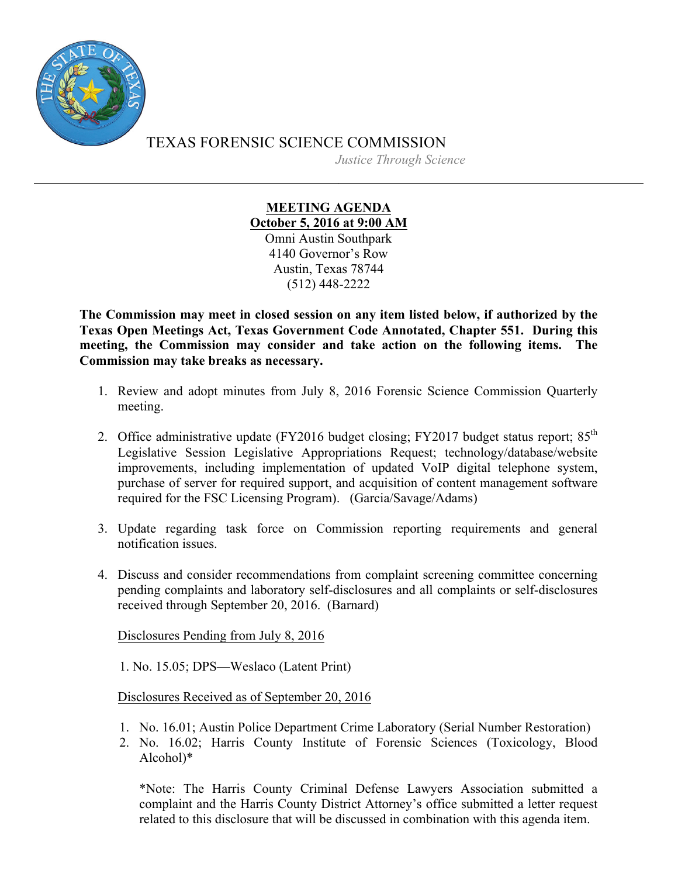TEXAS FORENSIC SCIENCE COMMISSION

*Justice Through Science*

---

**MEETING AGENDA**
**October 5, 2016 at 9:00 AM**
Omni Austin Southpark
4140 Governor's Row
Austin, Texas 78744
(512) 448-2222

**The Commission may meet in closed session on any item listed below, if authorized by the Texas Open Meetings Act, Texas Government Code Annotated, Chapter 551. During this meeting, the Commission may consider and take action on the following items. The Commission may take breaks as necessary.**

1. Review and adopt minutes from July 8, 2016 Forensic Science Commission Quarterly meeting.

2. Office administrative update (FY2016 budget closing; FY2017 budget status report; 85th Legislative Session Legislative Appropriations Request; technology/database/website improvements, including implementation of updated VoIP digital telephone system, purchase of server for required support, and acquisition of content management software required for the FSC Licensing Program). (Garcia/Savage/Adams)

3. Update regarding task force on Commission reporting requirements and general notification issues.

4. Discuss and consider recommendations from complaint screening committee concerning pending complaints and laboratory self-disclosures and all complaints or self-disclosures received through September 20, 2016. (Barnard)

   Disclosures Pending from July 8, 2016

   1. No. 15.05; DPS—Weslaco (Latent Print)

   Disclosures Received as of September 20, 2016

   1. No. 16.01; Austin Police Department Crime Laboratory (Serial Number Restoration)
   2. No. 16.02; Harris County Institute of Forensic Sciences (Toxicology, Blood Alcohol)*

      *Note: The Harris County Criminal Defense Lawyers Association submitted a complaint and the Harris County District Attorney's office submitted a letter request related to this disclosure that will be discussed in combination with this agenda item.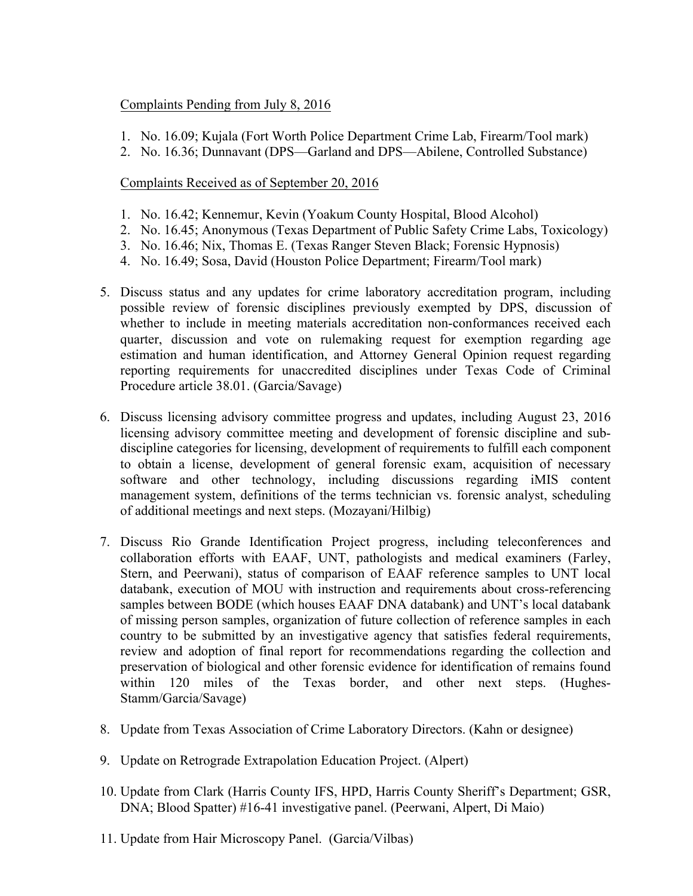Complaints Pending from July 8, 2016

1. No. 16.09; Kujala (Fort Worth Police Department Crime Lab, Firearm/Tool mark)
2. No. 16.36; Dunnavant (DPS—Garland and DPS—Abilene, Controlled Substance)

Complaints Received as of September 20, 2016

1. No. 16.42; Kennemur, Kevin (Yoakum County Hospital, Blood Alcohol)
2. No. 16.45; Anonymous (Texas Department of Public Safety Crime Labs, Toxicology)
3. No. 16.46; Nix, Thomas E. (Texas Ranger Steven Black; Forensic Hypnosis)
4. No. 16.49; Sosa, David (Houston Police Department; Firearm/Tool mark)

5. Discuss status and any updates for crime laboratory accreditation program, including possible review of forensic disciplines previously exempted by DPS, discussion of whether to include in meeting materials accreditation non-conformances received each quarter, discussion and vote on rulemaking request for exemption regarding age estimation and human identification, and Attorney General Opinion request regarding reporting requirements for unaccredited disciplines under Texas Code of Criminal Procedure article 38.01. (Garcia/Savage)

6. Discuss licensing advisory committee progress and updates, including August 23, 2016 licensing advisory committee meeting and development of forensic discipline and sub-discipline categories for licensing, development of requirements to fulfill each component to obtain a license, development of general forensic exam, acquisition of necessary software and other technology, including discussions regarding iMIS content management system, definitions of the terms technician vs. forensic analyst, scheduling of additional meetings and next steps. (Mozayani/Hilbig)

7. Discuss Rio Grande Identification Project progress, including teleconferences and collaboration efforts with EAAF, UNT, pathologists and medical examiners (Farley, Stern, and Peerwani), status of comparison of EAAF reference samples to UNT local databank, execution of MOU with instruction and requirements about cross-referencing samples between BODE (which houses EAAF DNA databank) and UNT's local databank of missing person samples, organization of future collection of reference samples in each country to be submitted by an investigative agency that satisfies federal requirements, review and adoption of final report for recommendations regarding the collection and preservation of biological and other forensic evidence for identification of remains found within 120 miles of the Texas border, and other next steps. (Hughes-Stamm/Garcia/Savage)

8. Update from Texas Association of Crime Laboratory Directors. (Kahn or designee)

9. Update on Retrograde Extrapolation Education Project. (Alpert)

10. Update from Clark (Harris County IFS, HPD, Harris County Sheriff's Department; GSR, DNA; Blood Spatter) #16-41 investigative panel. (Peerwani, Alpert, Di Maio)

11. Update from Hair Microscopy Panel. (Garcia/Vilbas)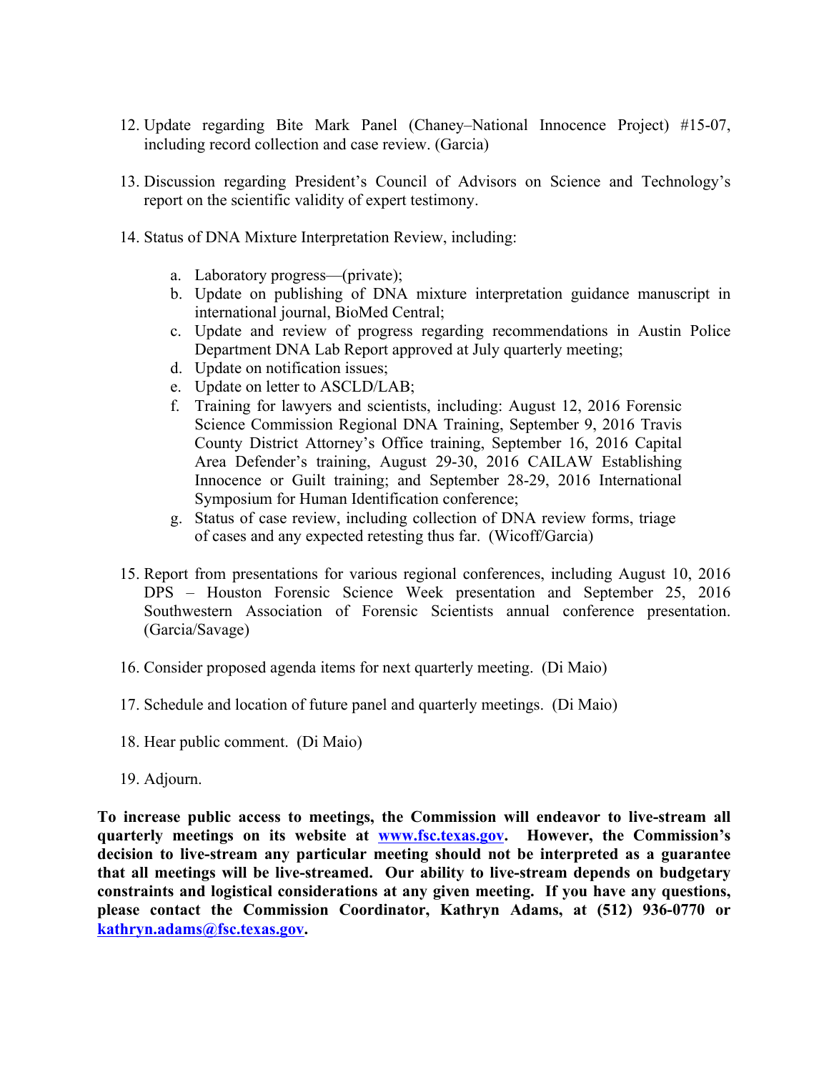12. Update regarding Bite Mark Panel (Chaney–National Innocence Project) #15-07, including record collection and case review. (Garcia)

13. Discussion regarding President's Council of Advisors on Science and Technology's report on the scientific validity of expert testimony.

14. Status of DNA Mixture Interpretation Review, including:

    a. Laboratory progress—(private);
    b. Update on publishing of DNA mixture interpretation guidance manuscript in international journal, BioMed Central;
    c. Update and review of progress regarding recommendations in Austin Police Department DNA Lab Report approved at July quarterly meeting;
    d. Update on notification issues;
    e. Update on letter to ASCLD/LAB;
    f. Training for lawyers and scientists, including: August 12, 2016 Forensic Science Commission Regional DNA Training, September 9, 2016 Travis County District Attorney's Office training, September 16, 2016 Capital Area Defender's training, August 29-30, 2016 CAILAW Establishing Innocence or Guilt training; and September 28-29, 2016 International Symposium for Human Identification conference;
    g. Status of case review, including collection of DNA review forms, triage of cases and any expected retesting thus far. (Wicoff/Garcia)

15. Report from presentations for various regional conferences, including August 10, 2016 DPS – Houston Forensic Science Week presentation and September 25, 2016 Southwestern Association of Forensic Scientists annual conference presentation. (Garcia/Savage)

16. Consider proposed agenda items for next quarterly meeting. (Di Maio)

17. Schedule and location of future panel and quarterly meetings. (Di Maio)

18. Hear public comment. (Di Maio)

19. Adjourn.

**To increase public access to meetings, the Commission will endeavor to live-stream all quarterly meetings on its website at [www.fsc.texas.gov](http://www.fsc.texas.gov). However, the Commission's decision to live-stream any particular meeting should not be interpreted as a guarantee that all meetings will be live-streamed. Our ability to live-stream depends on budgetary constraints and logistical considerations at any given meeting. If you have any questions, please contact the Commission Coordinator, Kathryn Adams, at (512) 936-0770 or [kathryn.adams@fsc.texas.gov](mailto:kathryn.adams@fsc.texas.gov).**